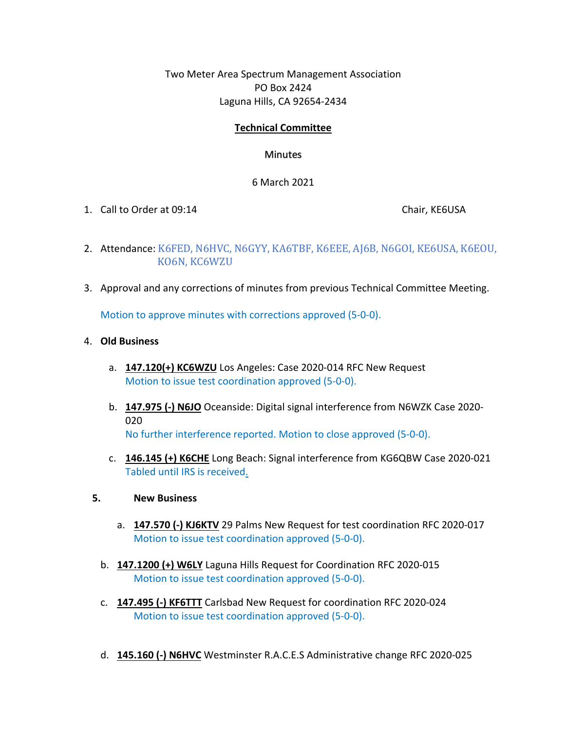Two Meter Area Spectrum Management Association
PO Box 2424
Laguna Hills, CA 92654-2434

**Technical Committee**

Minutes

6 March 2021

1. Call to Order at 09:14 Chair, KE6USA

2. Attendance: K6FED, N6HVC, N6GYY, KA6TBF, K6EEE, AJ6B, N6GOI, KE6USA, K6EOU, KO6N, KC6WZU

3. Approval and any corrections of minutes from previous Technical Committee Meeting.

   Motion to approve minutes with corrections approved (5-0-0).

4. **Old Business**

   a. **147.120(+) KC6WZU** Los Angeles: Case 2020-014 RFC New Request
      Motion to issue test coordination approved (5-0-0).

   b. **147.975 (-) N6JO** Oceanside: Digital signal interference from N6WZK Case 2020-020
      No further interference reported. Motion to close approved (5-0-0).

   c. **146.145 (+) K6CHE** Long Beach: Signal interference from KG6QBW Case 2020-021
      Tabled until IRS is received.

5. **New Business**

   a. **147.570 (-) KJ6KTV** 29 Palms New Request for test coordination RFC 2020-017
      Motion to issue test coordination approved (5-0-0).

   b. **147.1200 (+) W6LY** Laguna Hills Request for Coordination RFC 2020-015
      Motion to issue test coordination approved (5-0-0).

   c. **147.495 (-) KF6TTT** Carlsbad New Request for coordination RFC 2020-024
      Motion to issue test coordination approved (5-0-0).

   d. **145.160 (-) N6HVC** Westminster R.A.C.E.S Administrative change RFC 2020-025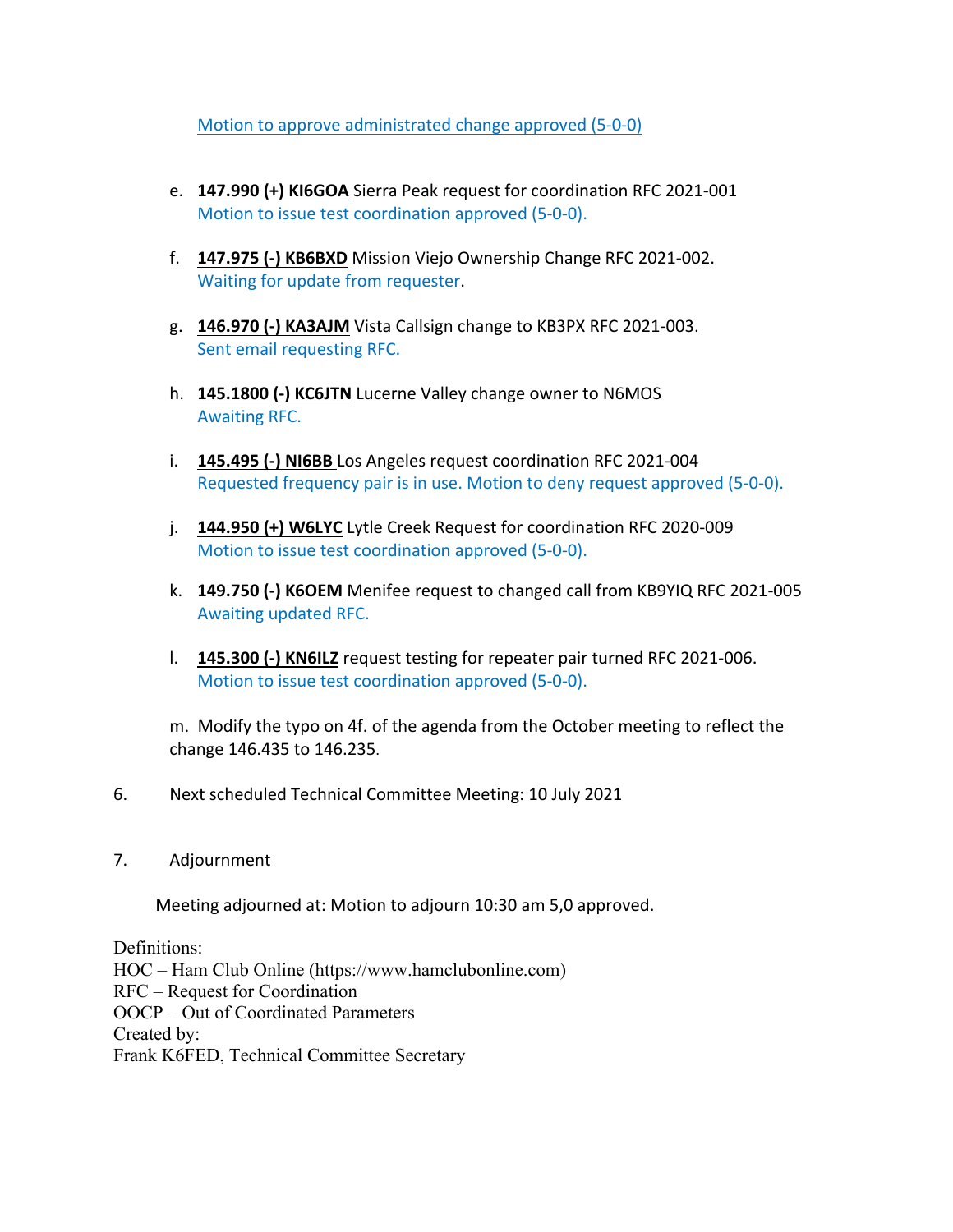Motion to approve administrated change approved (5-0-0)

e. **147.990 (+) KI6GOA** Sierra Peak request for coordination RFC 2021-001
   Motion to issue test coordination approved (5-0-0).

f. **147.975 (-) KB6BXD** Mission Viejo Ownership Change RFC 2021-002.
   Waiting for update from requester.

g. **146.970 (-) KA3AJM** Vista Callsign change to KB3PX RFC 2021-003.
   Sent email requesting RFC.

h. **145.1800 (-) KC6JTN** Lucerne Valley change owner to N6MOS
   Awaiting RFC.

i. **145.495 (-) NI6BB** Los Angeles request coordination RFC 2021-004
   Requested frequency pair is in use. Motion to deny request approved (5-0-0).

j. **144.950 (+) W6LYC** Lytle Creek Request for coordination RFC 2020-009
   Motion to issue test coordination approved (5-0-0).

k. **149.750 (-) K6OEM** Menifee request to changed call from KB9YIQ RFC 2021-005
   Awaiting updated RFC.

l. **145.300 (-) KN6ILZ** request testing for repeater pair turned RFC 2021-006.
   Motion to issue test coordination approved (5-0-0).

m. Modify the typo on 4f. of the agenda from the October meeting to reflect the change 146.435 to 146.235.

6. Next scheduled Technical Committee Meeting: 10 July 2021

7. Adjournment

   Meeting adjourned at: Motion to adjourn 10:30 am 5,0 approved.

Definitions:
HOC – Ham Club Online (https://www.hamclubonline.com)
RFC – Request for Coordination
OOCP – Out of Coordinated Parameters
Created by:
Frank K6FED, Technical Committee Secretary